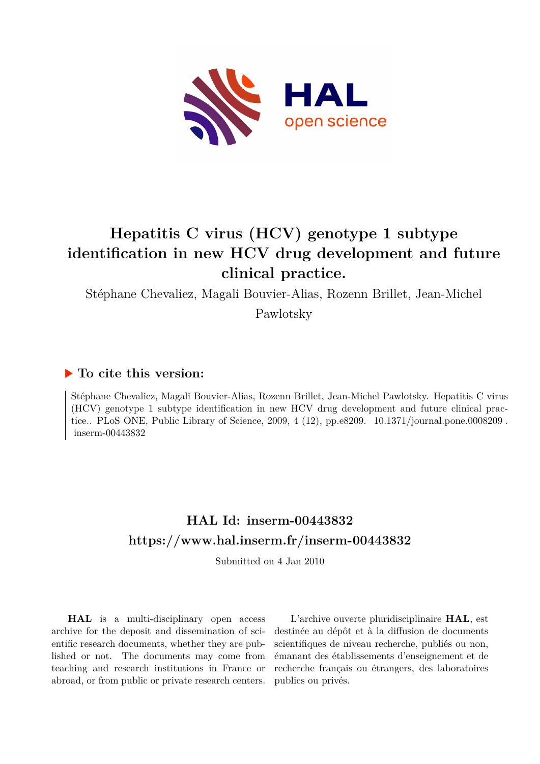# Hepatitis C virus (HCV) genotype 1 subtype identification in new HCV drug development and future clinical practice.

Stéphane Chevaliez, Magali Bouvier-Alias, Rozenn Brillet, Jean-Michel Pawlotsky

## ▶ To cite this version:

Stéphane Chevaliez, Magali Bouvier-Alias, Rozenn Brillet, Jean-Michel Pawlotsky. Hepatitis C virus (HCV) genotype 1 subtype identification in new HCV drug development and future clinical practice.. PLoS ONE, Public Library of Science, 2009, 4 (12), pp.e8209. 10.1371/journal.pone.0008209 . inserm-00443832

## HAL Id: inserm-00443832
## https://www.hal.inserm.fr/inserm-00443832

Submitted on 4 Jan 2010

**HAL** is a multi-disciplinary open access archive for the deposit and dissemination of scientific research documents, whether they are published or not. The documents may come from teaching and research institutions in France or abroad, or from public or private research centers.

L'archive ouverte pluridisciplinaire **HAL**, est destinée au dépôt et à la diffusion de documents scientifiques de niveau recherche, publiés ou non, émanant des établissements d'enseignement et de recherche français ou étrangers, des laboratoires publics ou privés.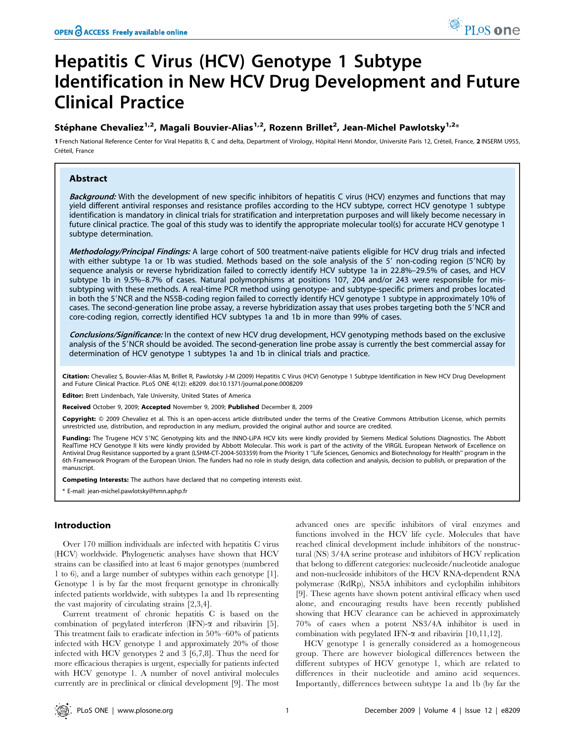# Hepatitis C Virus (HCV) Genotype 1 Subtype Identification in New HCV Drug Development and Future Clinical Practice

**Stéphane Chevaliez[1,2], Magali Bouvier-Alias[1,2], Rozenn Brillet[2], Jean-Michel Pawlotsky[1,2]***

**1** French National Reference Center for Viral Hepatitis B, C and delta, Department of Virology, Hôpital Henri Mondor, Université Paris 12, Créteil, France, **2** INSERM U955, Créteil, France

## Abstract

***Background:*** With the development of new specific inhibitors of hepatitis C virus (HCV) enzymes and functions that may yield different antiviral responses and resistance profiles according to the HCV subtype, correct HCV genotype 1 subtype identification is mandatory in clinical trials for stratification and interpretation purposes and will likely become necessary in future clinical practice. The goal of this study was to identify the appropriate molecular tool(s) for accurate HCV genotype 1 subtype determination.

***Methodology/Principal Findings:*** A large cohort of 500 treatment-naïve patients eligible for HCV drug trials and infected with either subtype 1a or 1b was studied. Methods based on the sole analysis of the 5′ non-coding region (5′NCR) by sequence analysis or reverse hybridization failed to correctly identify HCV subtype 1a in 22.8%–29.5% of cases, and HCV subtype 1b in 9.5%–8.7% of cases. Natural polymorphisms at positions 107, 204 and/or 243 were responsible for mis-subtyping with these methods. A real-time PCR method using genotype- and subtype-specific primers and probes located in both the 5′NCR and the NS5B-coding region failed to correctly identify HCV genotype 1 subtype in approximately 10% of cases. The second-generation line probe assay, a reverse hybridization assay that uses probes targeting both the 5′NCR and core-coding region, correctly identified HCV subtypes 1a and 1b in more than 99% of cases.

***Conclusions/Significance:*** In the context of new HCV drug development, HCV genotyping methods based on the exclusive analysis of the 5′NCR should be avoided. The second-generation line probe assay is currently the best commercial assay for determination of HCV genotype 1 subtypes 1a and 1b in clinical trials and practice.

**Citation:** Chevaliez S, Bouvier-Alias M, Brillet R, Pawlotsky J-M (2009) Hepatitis C Virus (HCV) Genotype 1 Subtype Identification in New HCV Drug Development and Future Clinical Practice. PLoS ONE 4(12): e8209. doi:10.1371/journal.pone.0008209

**Editor:** Brett Lindenbach, Yale University, United States of America

**Received** October 9, 2009; **Accepted** November 9, 2009; **Published** December 8, 2009

**Copyright:** © 2009 Chevaliez et al. This is an open-access article distributed under the terms of the Creative Commons Attribution License, which permits unrestricted use, distribution, and reproduction in any medium, provided the original author and source are credited.

**Funding:** The Trugene HCV 5′NC Genotyping kits and the INNO-LiPA HCV kits were kindly provided by Siemens Medical Solutions Diagnostics. The Abbott RealTime HCV Genotype II kits were kindly provided by Abbott Molecular. This work is part of the activity of the VIRGIL European Network of Excellence on Antiviral Drug Resistance supported by a grant (LSHM-CT-2004-503359) from the Priority 1 "Life Sciences, Genomics and Biotechnology for Health" program in the 6th Framework Program of the European Union. The funders had no role in study design, data collection and analysis, decision to publish, or preparation of the manuscript.

**Competing Interests:** The authors have declared that no competing interests exist.

\* E-mail: jean-michel.pawlotsky@hmn.aphp.fr

## Introduction

Over 170 million individuals are infected with hepatitis C virus (HCV) worldwide. Phylogenetic analyses have shown that HCV strains can be classified into at least 6 major genotypes (numbered 1 to 6), and a large number of subtypes within each genotype [1]. Genotype 1 is by far the most frequent genotype in chronically infected patients worldwide, with subtypes 1a and 1b representing the vast majority of circulating strains [2,3,4].

Current treatment of chronic hepatitis C is based on the combination of pegylated interferon (IFN)-α and ribavirin [5]. This treatment fails to eradicate infection in 50%–60% of patients infected with HCV genotype 1 and approximately 20% of those infected with HCV genotypes 2 and 3 [6,7,8]. Thus the need for more efficacious therapies is urgent, especially for patients infected with HCV genotype 1. A number of novel antiviral molecules currently are in preclinical or clinical development [9]. The most advanced ones are specific inhibitors of viral enzymes and functions involved in the HCV life cycle. Molecules that have reached clinical development include inhibitors of the nonstructural (NS) 3/4A serine protease and inhibitors of HCV replication that belong to different categories: nucleoside/nucleotide analogue and non-nucleoside inhibitors of the HCV RNA-dependent RNA polymerase (RdRp), NS5A inhibitors and cyclophilin inhibitors [9]. These agents have shown potent antiviral efficacy when used alone, and encouraging results have been recently published showing that HCV clearance can be achieved in approximately 70% of cases when a potent NS3/4A inhibitor is used in combination with pegylated IFN-α and ribavirin [10,11,12].

HCV genotype 1 is generally considered as a homogeneous group. There are however biological differences between the different subtypes of HCV genotype 1, which are related to differences in their nucleotide and amino acid sequences. Importantly, differences between subtype 1a and 1b (by far the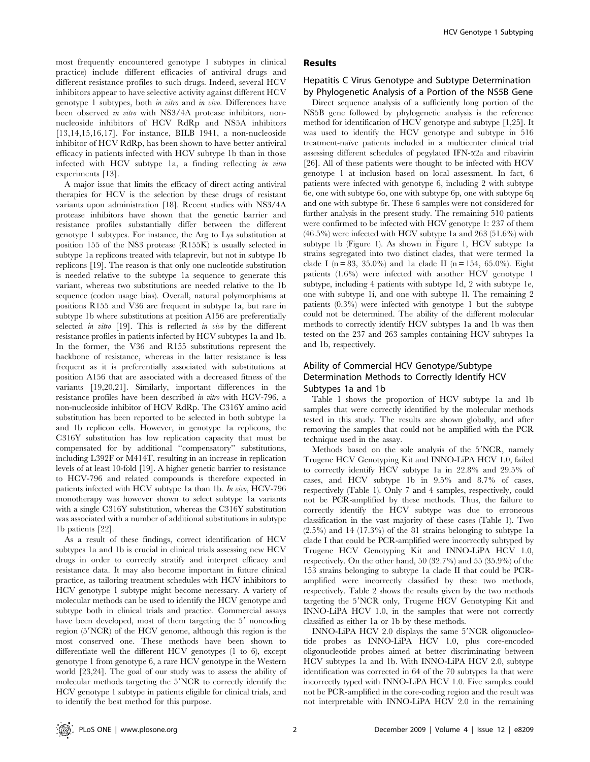most frequently encountered genotype 1 subtypes in clinical practice) include different efficacies of antiviral drugs and different resistance profiles to such drugs. Indeed, several HCV inhibitors appear to have selective activity against different HCV genotype 1 subtypes, both *in vitro* and *in vivo*. Differences have been observed *in vitro* with NS3/4A protease inhibitors, non-nucleoside inhibitors of HCV RdRp and NS5A inhibitors [13,14,15,16,17]. For instance, BILB 1941, a non-nucleoside inhibitor of HCV RdRp, has been shown to have better antiviral efficacy in patients infected with HCV subtype 1b than in those infected with HCV subtype 1a, a finding reflecting *in vitro* experiments [13].

A major issue that limits the efficacy of direct acting antiviral therapies for HCV is the selection by these drugs of resistant variants upon administration [18]. Recent studies with NS3/4A protease inhibitors have shown that the genetic barrier and resistance profiles substantially differ between the different genotype 1 subtypes. For instance, the Arg to Lys substitution at position 155 of the NS3 protease (R155K) is usually selected in subtype 1a replicons treated with telaprevir, but not in subtype 1b replicons [19]. The reason is that only one nucleotide substitution is needed relative to the subtype 1a sequence to generate this variant, whereas two substitutions are needed relative to the 1b sequence (codon usage bias). Overall, natural polymorphisms at positions R155 and V36 are frequent in subtype 1a, but rare in subtype 1b where substitutions at position A156 are preferentially selected *in vitro* [19]. This is reflected *in vivo* by the different resistance profiles in patients infected by HCV subtypes 1a and 1b. In the former, the V36 and R155 substitutions represent the backbone of resistance, whereas in the latter resistance is less frequent as it is preferentially associated with substitutions at position A156 that are associated with a decreased fitness of the variants [19,20,21]. Similarly, important differences in the resistance profiles have been described *in vitro* with HCV-796, a non-nucleoside inhibitor of HCV RdRp. The C316Y amino acid substitution has been reported to be selected in both subtype 1a and 1b replicon cells. However, in genotype 1a replicons, the C316Y substitution has low replication capacity that must be compensated for by additional "compensatory" substitutions, including L392F or M414T, resulting in an increase in replication levels of at least 10-fold [19]. A higher genetic barrier to resistance to HCV-796 and related compounds is therefore expected in patients infected with HCV subtype 1a than 1b. *In vivo*, HCV-796 monotherapy was however shown to select subtype 1a variants with a single C316Y substitution, whereas the C316Y substitution was associated with a number of additional substitutions in subtype 1b patients [22].

As a result of these findings, correct identification of HCV subtypes 1a and 1b is crucial in clinical trials assessing new HCV drugs in order to correctly stratify and interpret efficacy and resistance data. It may also become important in future clinical practice, as tailoring treatment schedules with HCV inhibitors to HCV genotype 1 subtype might become necessary. A variety of molecular methods can be used to identify the HCV genotype and subtype both in clinical trials and practice. Commercial assays have been developed, most of them targeting the 5′ noncoding region (5′NCR) of the HCV genome, although this region is the most conserved one. These methods have been shown to differentiate well the different HCV genotypes (1 to 6), except genotype 1 from genotype 6, a rare HCV genotype in the Western world [23,24]. The goal of our study was to assess the ability of molecular methods targeting the 5′NCR to correctly identify the HCV genotype 1 subtype in patients eligible for clinical trials, and to identify the best method for this purpose.

## Results

### Hepatitis C Virus Genotype and Subtype Determination by Phylogenetic Analysis of a Portion of the NS5B Gene

Direct sequence analysis of a sufficiently long portion of the NS5B gene followed by phylogenetic analysis is the reference method for identification of HCV genotype and subtype [1,25]. It was used to identify the HCV genotype and subtype in 516 treatment-naïve patients included in a multicenter clinical trial assessing different schedules of pegylated IFN-α2a and ribavirin [26]. All of these patients were thought to be infected with HCV genotype 1 at inclusion based on local assessment. In fact, 6 patients were infected with genotype 6, including 2 with subtype 6e, one with subtype 6o, one with subtype 6p, one with subtype 6q and one with subtype 6r. These 6 samples were not considered for further analysis in the present study. The remaining 510 patients were confirmed to be infected with HCV genotype 1: 237 of them (46.5%) were infected with HCV subtype 1a and 263 (51.6%) with subtype 1b (Figure 1). As shown in Figure 1, HCV subtype 1a strains segregated into two distinct clades, that were termed 1a clade I (n = 83, 35.0%) and 1a clade II (n = 154, 65.0%). Eight patients (1.6%) were infected with another HCV genotype 1 subtype, including 4 patients with subtype 1d, 2 with subtype 1e, one with subtype 1i, and one with subtype 1l. The remaining 2 patients (0.3%) were infected with genotype 1 but the subtype could not be determined. The ability of the different molecular methods to correctly identify HCV subtypes 1a and 1b was then tested on the 237 and 263 samples containing HCV subtypes 1a and 1b, respectively.

### Ability of Commercial HCV Genotype/Subtype Determination Methods to Correctly Identify HCV Subtypes 1a and 1b

Table 1 shows the proportion of HCV subtype 1a and 1b samples that were correctly identified by the molecular methods tested in this study. The results are shown globally, and after removing the samples that could not be amplified with the PCR technique used in the assay.

Methods based on the sole analysis of the 5′NCR, namely Trugene HCV Genotyping Kit and INNO-LiPA HCV 1.0, failed to correctly identify HCV subtype 1a in 22.8% and 29.5% of cases, and HCV subtype 1b in 9.5% and 8.7% of cases, respectively (Table 1). Only 7 and 4 samples, respectively, could not be PCR-amplified by these methods. Thus, the failure to correctly identify the HCV subtype was due to erroneous classification in the vast majority of these cases (Table 1). Two (2.5%) and 14 (17.3%) of the 81 strains belonging to subtype 1a clade I that could be PCR-amplified were incorrectly subtyped by Trugene HCV Genotyping Kit and INNO-LiPA HCV 1.0, respectively. On the other hand, 50 (32.7%) and 55 (35.9%) of the 153 strains belonging to subtype 1a clade II that could be PCR-amplified were incorrectly classified by these two methods, respectively. Table 2 shows the results given by the two methods targeting the 5′NCR only, Trugene HCV Genotyping Kit and INNO-LiPA HCV 1.0, in the samples that were not correctly classified as either 1a or 1b by these methods.

INNO-LiPA HCV 2.0 displays the same 5′NCR oligonucleotide probes as INNO-LiPA HCV 1.0, plus core-encoded oligonucleotide probes aimed at better discriminating between HCV subtypes 1a and 1b. With INNO-LiPA HCV 2.0, subtype identification was corrected in 64 of the 70 subtypes 1a that were incorrectly typed with INNO-LiPA HCV 1.0. Five samples could not be PCR-amplified in the core-coding region and the result was not interpretable with INNO-LiPA HCV 2.0 in the remaining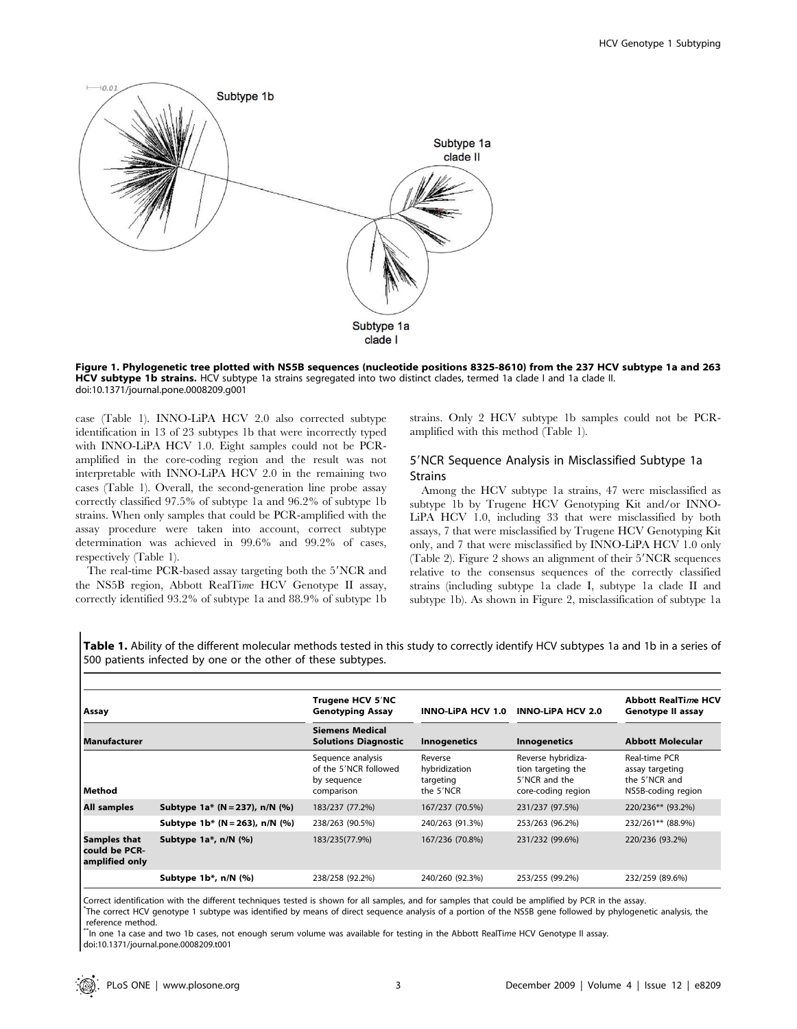Subtype 1b

Subtype 1a clade II

Subtype 1a clade I

0.01

**Figure 1. Phylogenetic tree plotted with NS5B sequences (nucleotide positions 8325-8610) from the 237 HCV subtype 1a and 263 HCV subtype 1b strains.** HCV subtype 1a strains segregated into two distinct clades, termed 1a clade I and 1a clade II.
doi:10.1371/journal.pone.0008209.g001

case (Table 1). INNO-LiPA HCV 2.0 also corrected subtype identification in 13 of 23 subtypes 1b that were incorrectly typed with INNO-LiPA HCV 1.0. Eight samples could not be PCR-amplified in the core-coding region and the result was not interpretable with INNO-LiPA HCV 2.0 in the remaining two cases (Table 1). Overall, the second-generation line probe assay correctly classified 97.5% of subtype 1a and 96.2% of subtype 1b strains. When only samples that could be PCR-amplified with the assay procedure were taken into account, correct subtype determination was achieved in 99.6% and 99.2% of cases, respectively (Table 1).

The real-time PCR-based assay targeting both the 5′NCR and the NS5B region, Abbott RealTi*m*e HCV Genotype II assay, correctly identified 93.2% of subtype 1a and 88.9% of subtype 1b strains. Only 2 HCV subtype 1b samples could not be PCR-amplified with this method (Table 1).

## 5′NCR Sequence Analysis in Misclassified Subtype 1a Strains

Among the HCV subtype 1a strains, 47 were misclassified as subtype 1b by Trugene HCV Genotyping Kit and/or INNO-LiPA HCV 1.0, including 33 that were misclassified by both assays, 7 that were misclassified by Trugene HCV Genotyping Kit only, and 7 that were misclassified by INNO-LiPA HCV 1.0 only (Table 2). Figure 2 shows an alignment of their 5′NCR sequences relative to the consensus sequences of the correctly classified strains (including subtype 1a clade I, subtype 1a clade II and subtype 1b). As shown in Figure 2, misclassification of subtype 1a

**Table 1.** Ability of the different molecular methods tested in this study to correctly identify HCV subtypes 1a and 1b in a series of 500 patients infected by one or the other of these subtypes.

| Assay | | Trugene HCV 5′NC Genotyping Assay | INNO-LiPA HCV 1.0 | INNO-LiPA HCV 2.0 | Abbott RealTi*m*e HCV Genotype II assay |
|---|---|---|---|---|---|
| **Manufacturer** | | **Siemens Medical Solutions Diagnostic** | **Innogenetics** | **Innogenetics** | **Abbott Molecular** |
| **Method** | | Sequence analysis of the 5′NCR followed by sequence comparison | Reverse hybridization targeting the 5′NCR | Reverse hybridization targeting the 5′NCR and the core-coding region | Real-time PCR assay targeting the 5′NCR and NS5B-coding region |
| **All samples** | **Subtype 1a* (N = 237), n/N (%)** | 183/237 (77.2%) | 167/237 (70.5%) | 231/237 (97.5%) | 220/236** (93.2%) |
| | **Subtype 1b* (N = 263), n/N (%)** | 238/263 (90.5%) | 240/263 (91.3%) | 253/263 (96.2%) | 232/261** (88.9%) |
| **Samples that could be PCR-amplified only** | **Subtype 1a*, n/N (%)** | 183/235(77.9%) | 167/236 (70.8%) | 231/232 (99.6%) | 220/236 (93.2%) |
| | **Subtype 1b*, n/N (%)** | 238/258 (92.2%) | 240/260 (92.3%) | 253/255 (99.2%) | 232/259 (89.6%) |

Correct identification with the different techniques tested is shown for all samples, and for samples that could be amplified by PCR in the assay.
*The correct HCV genotype 1 subtype was identified by means of direct sequence analysis of a portion of the NS5B gene followed by phylogenetic analysis, the reference method.
**In one 1a case and two 1b cases, not enough serum volume was available for testing in the Abbott RealTi*m*e HCV Genotype II assay.
doi:10.1371/journal.pone.0008209.t001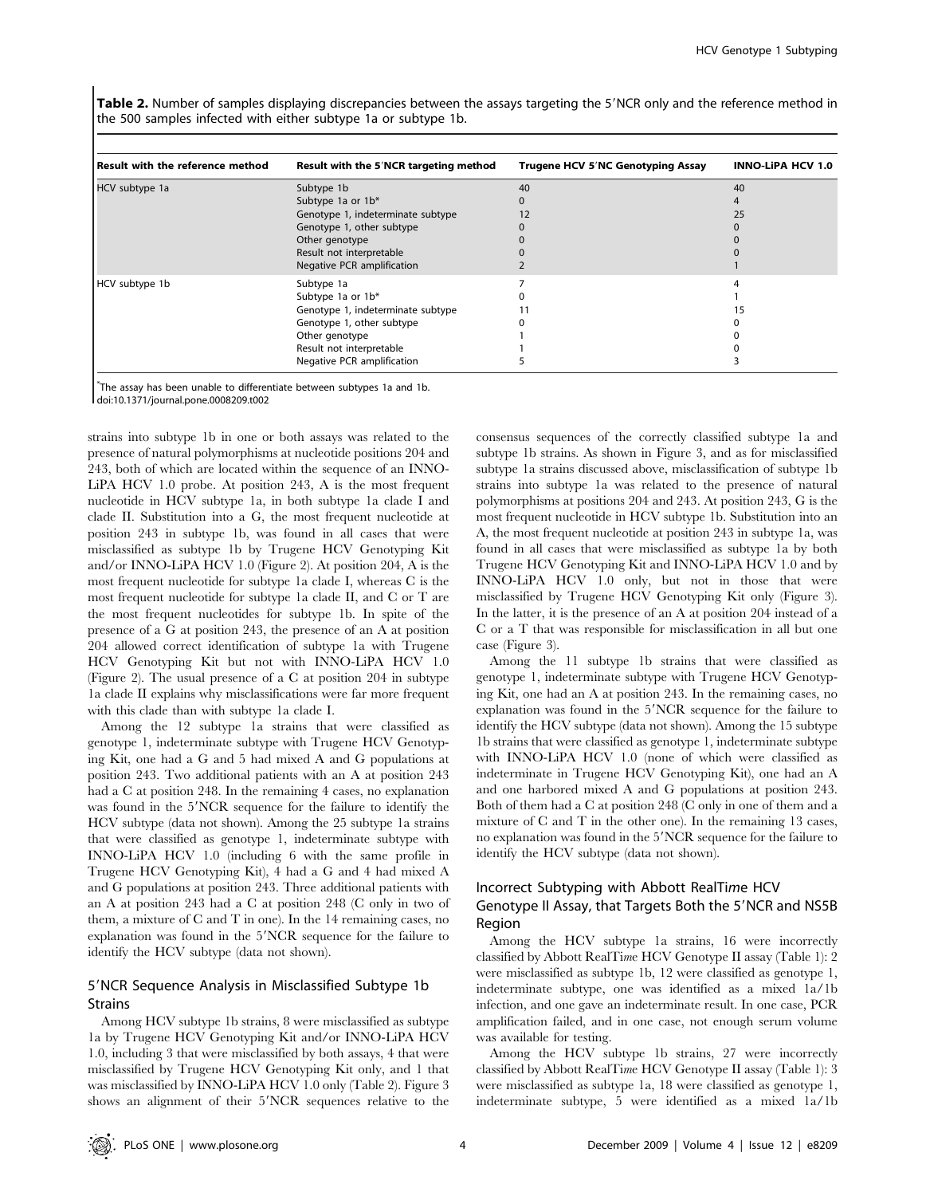**Table 2.** Number of samples displaying discrepancies between the assays targeting the 5′NCR only and the reference method in the 500 samples infected with either subtype 1a or subtype 1b.

| Result with the reference method | Result with the 5′NCR targeting method | Trugene HCV 5′NC Genotyping Assay | INNO-LiPA HCV 1.0 |
|---|---|---|---|
| HCV subtype 1a | Subtype 1b | 40 | 40 |
| | Subtype 1a or 1b* | 0 | 4 |
| | Genotype 1, indeterminate subtype | 12 | 25 |
| | Genotype 1, other subtype | 0 | 0 |
| | Other genotype | 0 | 0 |
| | Result not interpretable | 0 | 0 |
| | Negative PCR amplification | 2 | 1 |
| HCV subtype 1b | Subtype 1a | 7 | 4 |
| | Subtype 1a or 1b* | 0 | 1 |
| | Genotype 1, indeterminate subtype | 11 | 15 |
| | Genotype 1, other subtype | 0 | 0 |
| | Other genotype | 1 | 0 |
| | Result not interpretable | 1 | 0 |
| | Negative PCR amplification | 5 | 3 |

*The assay has been unable to differentiate between subtypes 1a and 1b.
doi:10.1371/journal.pone.0008209.t002

strains into subtype 1b in one or both assays was related to the presence of natural polymorphisms at nucleotide positions 204 and 243, both of which are located within the sequence of an INNO-LiPA HCV 1.0 probe. At position 243, A is the most frequent nucleotide in HCV subtype 1a, in both subtype 1a clade I and clade II. Substitution into a G, the most frequent nucleotide at position 243 in subtype 1b, was found in all cases that were misclassified as subtype 1b by Trugene HCV Genotyping Kit and/or INNO-LiPA HCV 1.0 (Figure 2). At position 204, A is the most frequent nucleotide for subtype 1a clade I, whereas C is the most frequent nucleotide for subtype 1a clade II, and C or T are the most frequent nucleotides for subtype 1b. In spite of the presence of a G at position 243, the presence of an A at position 204 allowed correct identification of subtype 1a with Trugene HCV Genotyping Kit but not with INNO-LiPA HCV 1.0 (Figure 2). The usual presence of a C at position 204 in subtype 1a clade II explains why misclassifications were far more frequent with this clade than with subtype 1a clade I.

Among the 12 subtype 1a strains that were classified as genotype 1, indeterminate subtype with Trugene HCV Genotyping Kit, one had a G and 5 had mixed A and G populations at position 243. Two additional patients with an A at position 243 had a C at position 248. In the remaining 4 cases, no explanation was found in the 5′NCR sequence for the failure to identify the HCV subtype (data not shown). Among the 25 subtype 1a strains that were classified as genotype 1, indeterminate subtype with INNO-LiPA HCV 1.0 (including 6 with the same profile in Trugene HCV Genotyping Kit), 4 had a G and 4 had mixed A and G populations at position 243. Three additional patients with an A at position 243 had a C at position 248 (C only in two of them, a mixture of C and T in one). In the 14 remaining cases, no explanation was found in the 5′NCR sequence for the failure to identify the HCV subtype (data not shown).

## 5′NCR Sequence Analysis in Misclassified Subtype 1b Strains

Among HCV subtype 1b strains, 8 were misclassified as subtype 1a by Trugene HCV Genotyping Kit and/or INNO-LiPA HCV 1.0, including 3 that were misclassified by both assays, 4 that were misclassified by Trugene HCV Genotyping Kit only, and 1 that was misclassified by INNO-LiPA HCV 1.0 only (Table 2). Figure 3 shows an alignment of their 5′NCR sequences relative to the consensus sequences of the correctly classified subtype 1a and subtype 1b strains. As shown in Figure 3, and as for misclassified subtype 1a strains discussed above, misclassification of subtype 1b strains into subtype 1a was related to the presence of natural polymorphisms at positions 204 and 243. At position 243, G is the most frequent nucleotide in HCV subtype 1b. Substitution into an A, the most frequent nucleotide at position 243 in subtype 1a, was found in all cases that were misclassified as subtype 1a by both Trugene HCV Genotyping Kit and INNO-LiPA HCV 1.0 and by INNO-LiPA HCV 1.0 only, but not in those that were misclassified by Trugene HCV Genotyping Kit only (Figure 3). In the latter, it is the presence of an A at position 204 instead of a C or a T that was responsible for misclassification in all but one case (Figure 3).

Among the 11 subtype 1b strains that were classified as genotype 1, indeterminate subtype with Trugene HCV Genotyping Kit, one had an A at position 243. In the remaining cases, no explanation was found in the 5′NCR sequence for the failure to identify the HCV subtype (data not shown). Among the 15 subtype 1b strains that were classified as genotype 1, indeterminate subtype with INNO-LiPA HCV 1.0 (none of which were classified as indeterminate in Trugene HCV Genotyping Kit), one had an A and one harbored mixed A and G populations at position 243. Both of them had a C at position 248 (C only in one of them and a mixture of C and T in the other one). In the remaining 13 cases, no explanation was found in the 5′NCR sequence for the failure to identify the HCV subtype (data not shown).

## Incorrect Subtyping with Abbott Real*Time* HCV Genotype II Assay, that Targets Both the 5′NCR and NS5B Region

Among the HCV subtype 1a strains, 16 were incorrectly classified by Abbott Real*Time* HCV Genotype II assay (Table 1): 2 were misclassified as subtype 1b, 12 were classified as genotype 1, indeterminate subtype, one was identified as a mixed 1a/1b infection, and one gave an indeterminate result. In one case, PCR amplification failed, and in one case, not enough serum volume was available for testing.

Among the HCV subtype 1b strains, 27 were incorrectly classified by Abbott Real*Time* HCV Genotype II assay (Table 1): 3 were misclassified as subtype 1a, 18 were classified as genotype 1, indeterminate subtype, 5 were identified as a mixed 1a/1b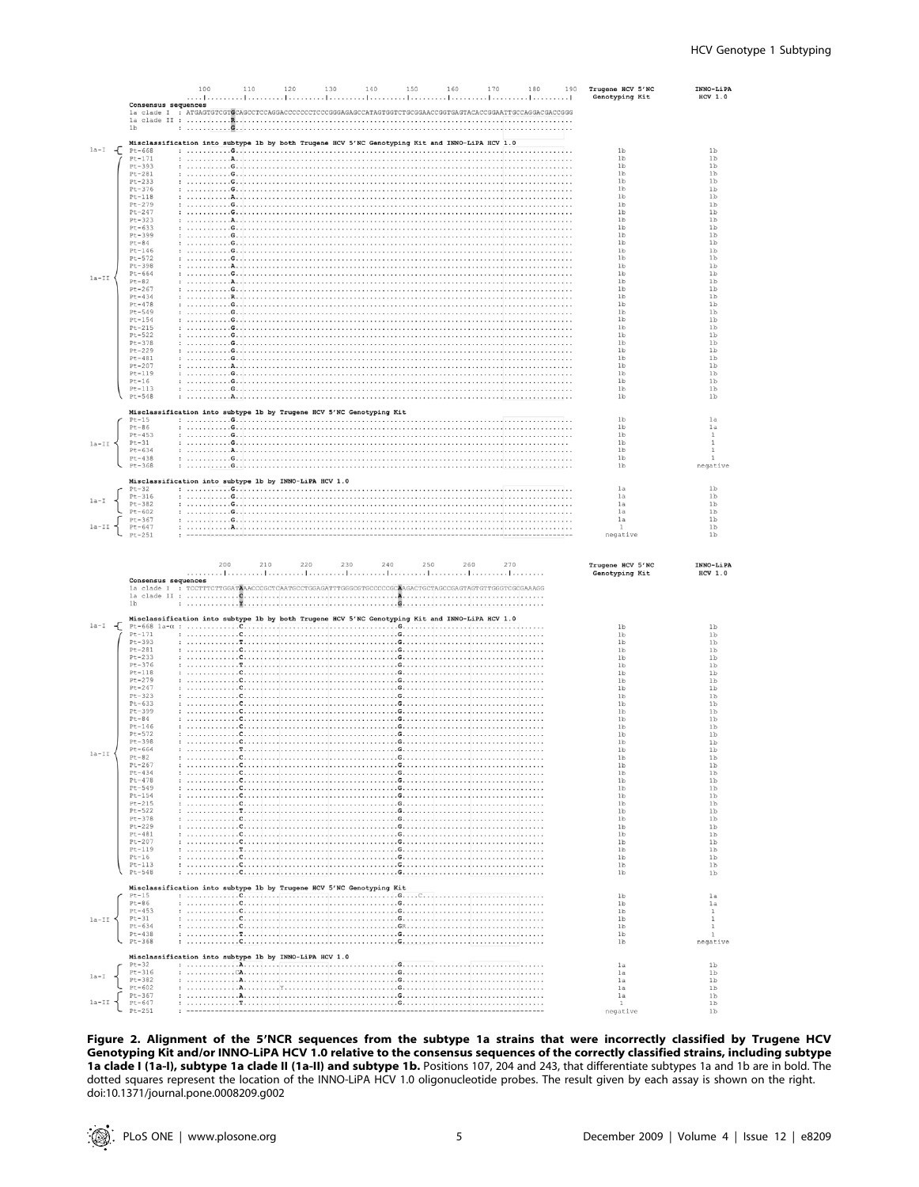**Figure 2. Alignment of the 5′NCR sequences from the subtype 1a strains that were incorrectly classified by Trugene HCV Genotyping Kit and/or INNO-LiPA HCV 1.0 relative to the consensus sequences of the correctly classified strains, including subtype 1a clade I (1a-I), subtype 1a clade II (1a-II) and subtype 1b.** Positions 107, 204 and 243, that differentiate subtypes 1a and 1b are in bold. The dotted squares represent the location of the INNO-LiPA HCV 1.0 oligonucleotide probes. The result given by each assay is shown on the right.
doi:10.1371/journal.pone.0008209.g002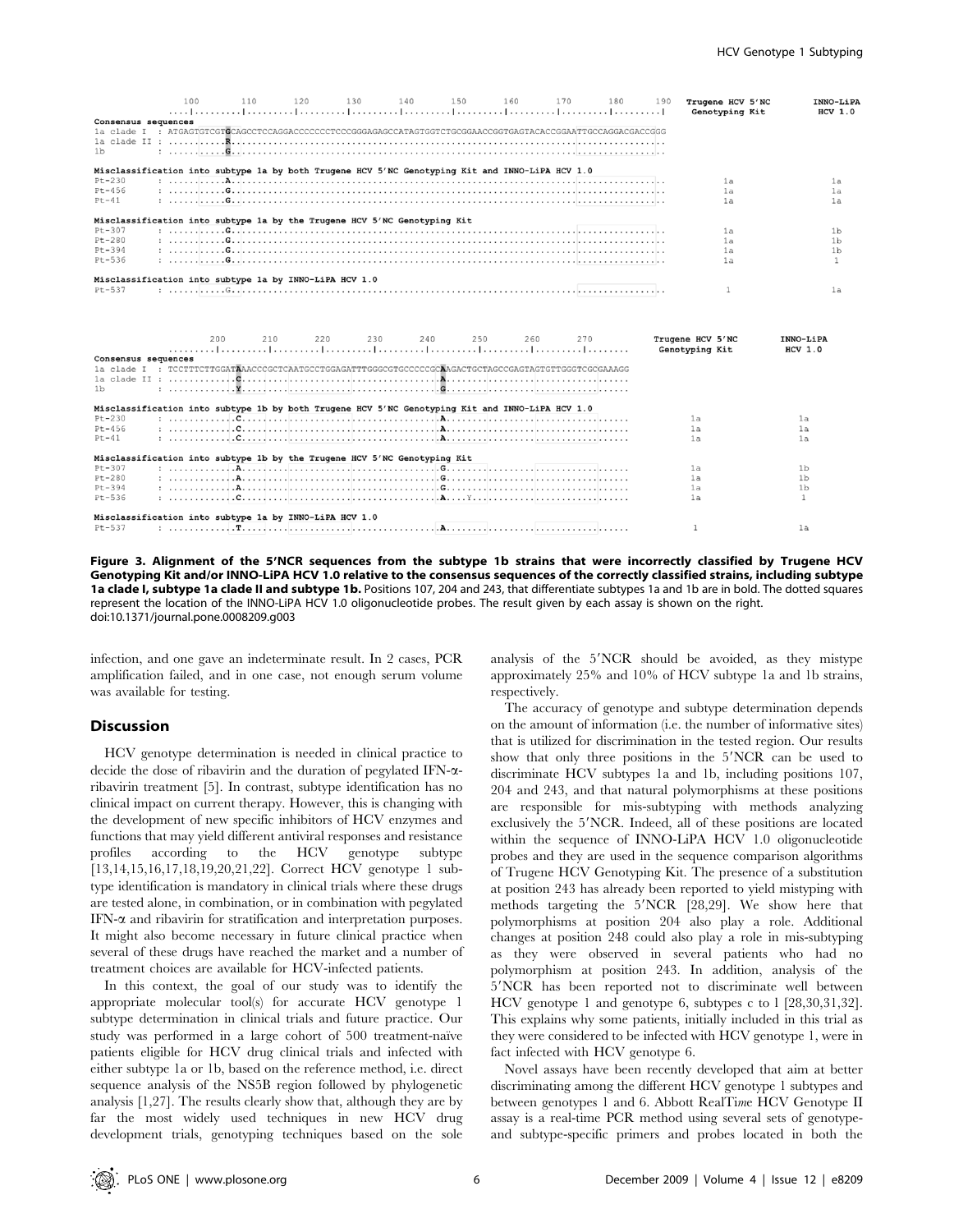```
                    100       110       120       130       140       150       160       170       180       190    Trugene HCV 5'NC      INNO-LiPA
              ....|.........|.........|.........|.........|.........|.........|.........|.........|.........|    Genotyping Kit        HCV 1.0
Consensus sequences
1a clade I  : ATGAGTGTCGTGCAGCCTCCAGGACCCCCCCTCCCGGGAGAGCCATAGTGGTCTGCGGAACCGGTGAGTACACCGGAATTGCCAGGACGACCGGG
1a clade II : ...........R.....................................................................................
1b          : ...........G.....................................................................................

Misclassification into subtype 1a by both Trugene HCV 5'NC Genotyping Kit and INNO-LiPA HCV 1.0
Pt-230      : ...........A.....................................................................................        1a                1a
Pt-456      : ...........G.....................................................................................        1a                1a
Pt-41       : ...........G.....................................................................................        1a                1a

Misclassification into subtype 1a by the Trugene HCV 5'NC Genotyping Kit
Pt-307      : ...........G.....................................................................................        1a                1b
Pt-280      : ...........G.....................................................................................        1a                1b
Pt-394      : ...........G.....................................................................................        1a                1b
Pt-536      : ...........G.....................................................................................        1a                1

Misclassification into subtype 1a by INNO-LiPA HCV 1.0
Pt-537      : ...........G.....................................................................................        1                 1a


                   200       210       220       230       240       250       260       270          Trugene HCV 5'NC      INNO-LiPA
              .........|.........|.........|.........|.........|.........|.........|.........|........    Genotyping Kit        HCV 1.0
Consensus sequences
1a clade I  : TCCTTTCTTGGATAAACCCGCTCAATGCCTGGAGATTTGGGCGTGCCCCCGCAAGACTGCTAGCCGAGTAGTGTTGGGTCGCGAAAGG
1a clade II : .............C.....................................A..................................
1b          : .............Y.....................................G..................................

Misclassification into subtype 1b by both Trugene HCV 5'NC Genotyping Kit and INNO-LiPA HCV 1.0
Pt-230      : .............C.....................................A..................................        1a                1a
Pt-456      : .............C.....................................A..................................        1a                1a
Pt-41       : .............C.....................................A..................................        1a                1a

Misclassification into subtype 1b by the Trugene HCV 5'NC Genotyping Kit
Pt-307      : .............A.....................................G..................................        1a                1b
Pt-280      : .............A.....................................G..................................        1a                1b
Pt-394      : .............A.....................................G..................................        1a                1b
Pt-536      : .............C.....................................A....Y.............................        1a                1

Misclassification into subtype 1a by INNO-LiPA HCV 1.0
Pt-537      : .............T.....................................A..................................        1                 1a
```

**Figure 3. Alignment of the 5′NCR sequences from the subtype 1b strains that were incorrectly classified by Trugene HCV Genotyping Kit and/or INNO-LiPA HCV 1.0 relative to the consensus sequences of the correctly classified strains, including subtype 1a clade I, subtype 1a clade II and subtype 1b.** Positions 107, 204 and 243, that differentiate subtypes 1a and 1b are in bold. The dotted squares represent the location of the INNO-LiPA HCV 1.0 oligonucleotide probes. The result given by each assay is shown on the right.
doi:10.1371/journal.pone.0008209.g003

infection, and one gave an indeterminate result. In 2 cases, PCR amplification failed, and in one case, not enough serum volume was available for testing.

## Discussion

HCV genotype determination is needed in clinical practice to decide the dose of ribavirin and the duration of pegylated IFN-α-ribavirin treatment [5]. In contrast, subtype identification has no clinical impact on current therapy. However, this is changing with the development of new specific inhibitors of HCV enzymes and functions that may yield different antiviral responses and resistance profiles according to the HCV genotype subtype [13,14,15,16,17,18,19,20,21,22]. Correct HCV genotype 1 subtype identification is mandatory in clinical trials where these drugs are tested alone, in combination, or in combination with pegylated IFN-α and ribavirin for stratification and interpretation purposes. It might also become necessary in future clinical practice when several of these drugs have reached the market and a number of treatment choices are available for HCV-infected patients.

In this context, the goal of our study was to identify the appropriate molecular tool(s) for accurate HCV genotype 1 subtype determination in clinical trials and future practice. Our study was performed in a large cohort of 500 treatment-naïve patients eligible for HCV drug clinical trials and infected with either subtype 1a or 1b, based on the reference method, i.e. direct sequence analysis of the NS5B region followed by phylogenetic analysis [1,27]. The results clearly show that, although they are by far the most widely used techniques in new HCV drug development trials, genotyping techniques based on the sole analysis of the 5′NCR should be avoided, as they mistype approximately 25% and 10% of HCV subtype 1a and 1b strains, respectively.

The accuracy of genotype and subtype determination depends on the amount of information (i.e. the number of informative sites) that is utilized for discrimination in the tested region. Our results show that only three positions in the 5′NCR can be used to discriminate HCV subtypes 1a and 1b, including positions 107, 204 and 243, and that natural polymorphisms at these positions are responsible for mis-subtyping with methods analyzing exclusively the 5′NCR. Indeed, all of these positions are located within the sequence of INNO-LiPA HCV 1.0 oligonucleotide probes and they are used in the sequence comparison algorithms of Trugene HCV Genotyping Kit. The presence of a substitution at position 243 has already been reported to yield mistyping with methods targeting the 5′NCR [28,29]. We show here that polymorphisms at position 204 also play a role. Additional changes at position 248 could also play a role in mis-subtyping as they were observed in several patients who had no polymorphism at position 243. In addition, analysis of the 5′NCR has been reported not to discriminate well between HCV genotype 1 and genotype 6, subtypes c to l [28,30,31,32]. This explains why some patients, initially included in this trial as they were considered to be infected with HCV genotype 1, were in fact infected with HCV genotype 6.

Novel assays have been recently developed that aim at better discriminating among the different HCV genotype 1 subtypes and between genotypes 1 and 6. Abbott Real*Time* HCV Genotype II assay is a real-time PCR method using several sets of genotype- and subtype-specific primers and probes located in both the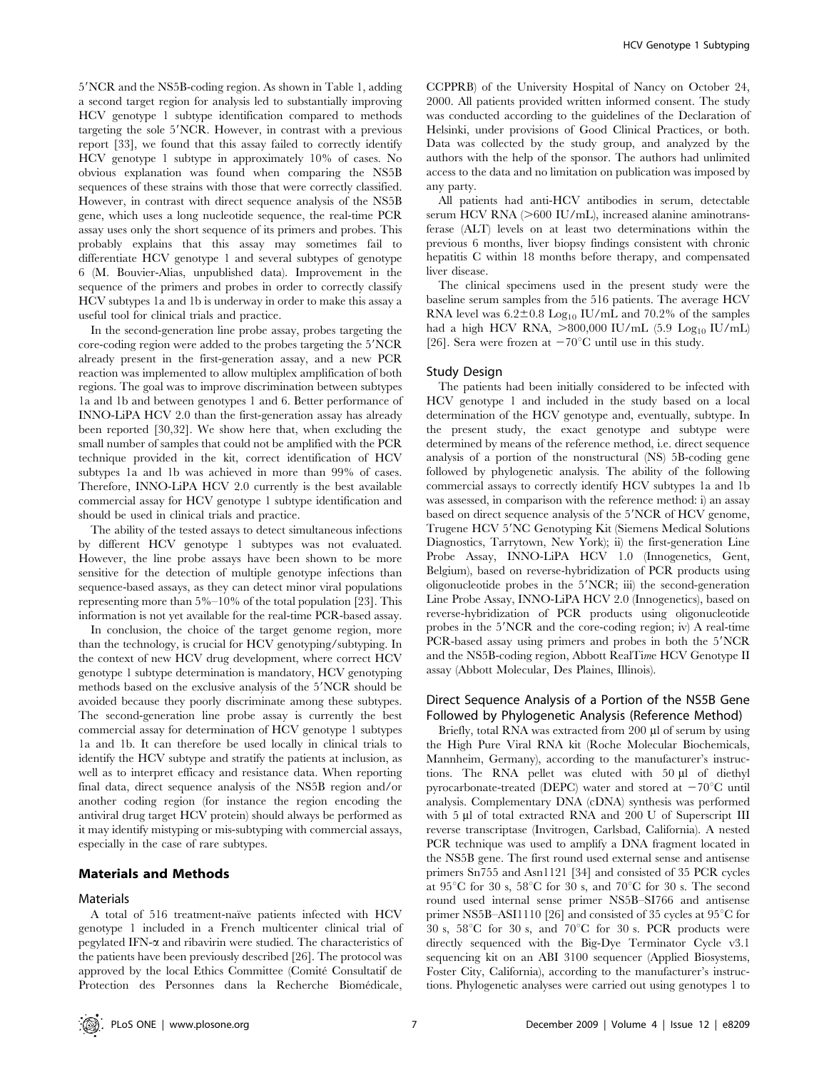5′NCR and the NS5B-coding region. As shown in Table 1, adding a second target region for analysis led to substantially improving HCV genotype 1 subtype identification compared to methods targeting the sole 5′NCR. However, in contrast with a previous report [33], we found that this assay failed to correctly identify HCV genotype 1 subtype in approximately 10% of cases. No obvious explanation was found when comparing the NS5B sequences of these strains with those that were correctly classified. However, in contrast with direct sequence analysis of the NS5B gene, which uses a long nucleotide sequence, the real-time PCR assay uses only the short sequence of its primers and probes. This probably explains that this assay may sometimes fail to differentiate HCV genotype 1 and several subtypes of genotype 6 (M. Bouvier-Alias, unpublished data). Improvement in the sequence of the primers and probes in order to correctly classify HCV subtypes 1a and 1b is underway in order to make this assay a useful tool for clinical trials and practice.

In the second-generation line probe assay, probes targeting the core-coding region were added to the probes targeting the 5′NCR already present in the first-generation assay, and a new PCR reaction was implemented to allow multiplex amplification of both regions. The goal was to improve discrimination between subtypes 1a and 1b and between genotypes 1 and 6. Better performance of INNO-LiPA HCV 2.0 than the first-generation assay has already been reported [30,32]. We show here that, when excluding the small number of samples that could not be amplified with the PCR technique provided in the kit, correct identification of HCV subtypes 1a and 1b was achieved in more than 99% of cases. Therefore, INNO-LiPA HCV 2.0 currently is the best available commercial assay for HCV genotype 1 subtype identification and should be used in clinical trials and practice.

The ability of the tested assays to detect simultaneous infections by different HCV genotype 1 subtypes was not evaluated. However, the line probe assays have been shown to be more sensitive for the detection of multiple genotype infections than sequence-based assays, as they can detect minor viral populations representing more than 5%–10% of the total population [23]. This information is not yet available for the real-time PCR-based assay.

In conclusion, the choice of the target genome region, more than the technology, is crucial for HCV genotyping/subtyping. In the context of new HCV drug development, where correct HCV genotype 1 subtype determination is mandatory, HCV genotyping methods based on the exclusive analysis of the 5′NCR should be avoided because they poorly discriminate among these subtypes. The second-generation line probe assay is currently the best commercial assay for determination of HCV genotype 1 subtypes 1a and 1b. It can therefore be used locally in clinical trials to identify the HCV subtype and stratify the patients at inclusion, as well as to interpret efficacy and resistance data. When reporting final data, direct sequence analysis of the NS5B region and/or another coding region (for instance the region encoding the antiviral drug target HCV protein) should always be performed as it may identify mistyping or mis-subtyping with commercial assays, especially in the case of rare subtypes.

## Materials and Methods

### Materials

A total of 516 treatment-naïve patients infected with HCV genotype 1 included in a French multicenter clinical trial of pegylated IFN-α and ribavirin were studied. The characteristics of the patients have been previously described [26]. The protocol was approved by the local Ethics Committee (Comité Consultatif de Protection des Personnes dans la Recherche Biomédicale, CCPPRB) of the University Hospital of Nancy on October 24, 2000. All patients provided written informed consent. The study was conducted according to the guidelines of the Declaration of Helsinki, under provisions of Good Clinical Practices, or both. Data was collected by the study group, and analyzed by the authors with the help of the sponsor. The authors had unlimited access to the data and no limitation on publication was imposed by any party.

All patients had anti-HCV antibodies in serum, detectable serum HCV RNA (>600 IU/mL), increased alanine aminotransferase (ALT) levels on at least two determinations within the previous 6 months, liver biopsy findings consistent with chronic hepatitis C within 18 months before therapy, and compensated liver disease.

The clinical specimens used in the present study were the baseline serum samples from the 516 patients. The average HCV RNA level was $6.2 \pm 0.8$ $Log_{10}$ IU/mL and 70.2% of the samples had a high HCV RNA, >800,000 IU/mL (5.9 $Log_{10}$ IU/mL) [26]. Sera were frozen at $-70°C$ until use in this study.

### Study Design

The patients had been initially considered to be infected with HCV genotype 1 and included in the study based on a local determination of the HCV genotype and, eventually, subtype. In the present study, the exact genotype and subtype were determined by means of the reference method, i.e. direct sequence analysis of a portion of the nonstructural (NS) 5B-coding gene followed by phylogenetic analysis. The ability of the following commercial assays to correctly identify HCV subtypes 1a and 1b was assessed, in comparison with the reference method: i) an assay based on direct sequence analysis of the 5′NCR of HCV genome, Trugene HCV 5′NC Genotyping Kit (Siemens Medical Solutions Diagnostics, Tarrytown, New York); ii) the first-generation Line Probe Assay, INNO-LiPA HCV 1.0 (Innogenetics, Gent, Belgium), based on reverse-hybridization of PCR products using oligonucleotide probes in the 5′NCR; iii) the second-generation Line Probe Assay, INNO-LiPA HCV 2.0 (Innogenetics), based on reverse-hybridization of PCR products using oligonucleotide probes in the 5′NCR and the core-coding region; iv) A real-time PCR-based assay using primers and probes in both the 5′NCR and the NS5B-coding region, Abbott RealTi*me* HCV Genotype II assay (Abbott Molecular, Des Plaines, Illinois).

### Direct Sequence Analysis of a Portion of the NS5B Gene Followed by Phylogenetic Analysis (Reference Method)

Briefly, total RNA was extracted from 200 µl of serum by using the High Pure Viral RNA kit (Roche Molecular Biochemicals, Mannheim, Germany), according to the manufacturer's instructions. The RNA pellet was eluted with 50 µl of diethyl pyrocarbonate-treated (DEPC) water and stored at $-70°C$ until analysis. Complementary DNA (cDNA) synthesis was performed with 5 µl of total extracted RNA and 200 U of Superscript III reverse transcriptase (Invitrogen, Carlsbad, California). A nested PCR technique was used to amplify a DNA fragment located in the NS5B gene. The first round used external sense and antisense primers Sn755 and Asn1121 [34] and consisted of 35 PCR cycles at 95°C for 30 s, 58°C for 30 s, and 70°C for 30 s. The second round used internal sense primer NS5B–SI766 and antisense primer NS5B–ASI1110 [26] and consisted of 35 cycles at 95°C for 30 s, 58°C for 30 s, and 70°C for 30 s. PCR products were directly sequenced with the Big-Dye Terminator Cycle v3.1 sequencing kit on an ABI 3100 sequencer (Applied Biosystems, Foster City, California), according to the manufacturer's instructions. Phylogenetic analyses were carried out using genotypes 1 to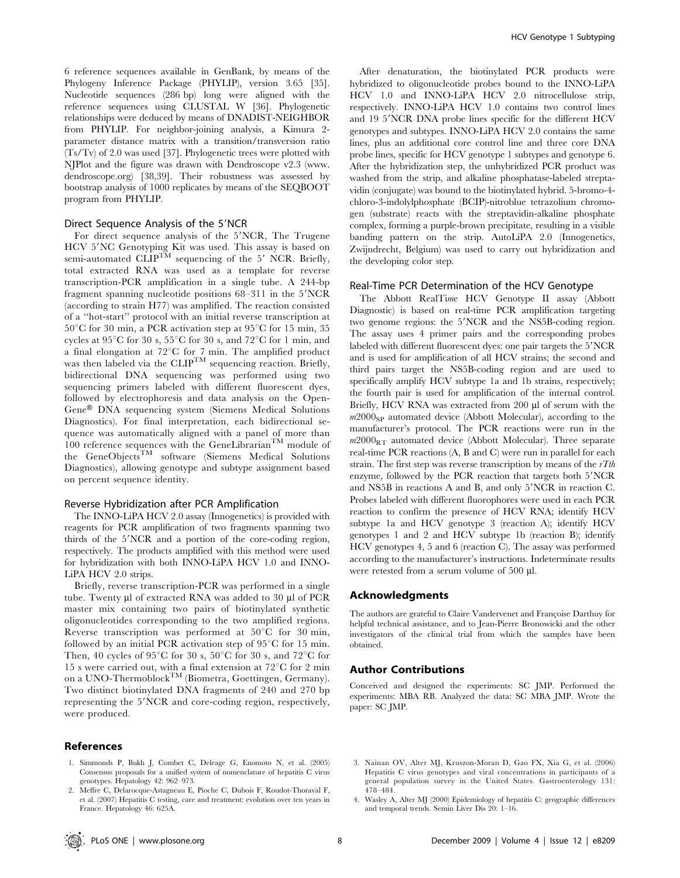6 reference sequences available in GenBank, by means of the Phylogeny Inference Package (PHYLIP), version 3.65 [35]. Nucleotide sequences (286 bp) long were aligned with the reference sequences using CLUSTAL W [36]. Phylogenetic relationships were deduced by means of DNADIST-NEIGHBOR from PHYLIP. For neighbor-joining analysis, a Kimura 2-parameter distance matrix with a transition/transversion ratio (Ts/Tv) of 2.0 was used [37]. Phylogenetic trees were plotted with NJPlot and the figure was drawn with Dendroscope v2.3 (www.dendroscope.org) [38,39]. Their robustness was assessed by bootstrap analysis of 1000 replicates by means of the SEQBOOT program from PHYLIP.

### Direct Sequence Analysis of the 5′NCR

For direct sequence analysis of the 5′NCR, The Trugene HCV 5′NC Genotyping Kit was used. This assay is based on semi-automated CLIP™ sequencing of the 5′ NCR. Briefly, total extracted RNA was used as a template for reverse transcription-PCR amplification in a single tube. A 244-bp fragment spanning nucleotide positions 68–311 in the 5′NCR (according to strain H77) was amplified. The reaction consisted of a "hot-start" protocol with an initial reverse transcription at 50°C for 30 min, a PCR activation step at 95°C for 15 min, 35 cycles at 95°C for 30 s, 55°C for 30 s, and 72°C for 1 min, and a final elongation at 72°C for 7 min. The amplified product was then labeled via the CLIP™ sequencing reaction. Briefly, bidirectional DNA sequencing was performed using two sequencing primers labeled with different fluorescent dyes, followed by electrophoresis and data analysis on the OpenGene® DNA sequencing system (Siemens Medical Solutions Diagnostics). For final interpretation, each bidirectional sequence was automatically aligned with a panel of more than 100 reference sequences with the GeneLibrarian™ module of the GeneObjects™ software (Siemens Medical Solutions Diagnostics), allowing genotype and subtype assignment based on percent sequence identity.

### Reverse Hybridization after PCR Amplification

The INNO-LiPA HCV 2.0 assay (Innogenetics) is provided with reagents for PCR amplification of two fragments spanning two thirds of the 5′NCR and a portion of the core-coding region, respectively. The products amplified with this method were used for hybridization with both INNO-LiPA HCV 1.0 and INNO-LiPA HCV 2.0 strips.

Briefly, reverse transcription-PCR was performed in a single tube. Twenty µl of extracted RNA was added to 30 µl of PCR master mix containing two pairs of biotinylated synthetic oligonucleotides corresponding to the two amplified regions. Reverse transcription was performed at 50°C for 30 min, followed by an initial PCR activation step of 95°C for 15 min. Then, 40 cycles of 95°C for 30 s, 50°C for 30 s, and 72°C for 15 s were carried out, with a final extension at 72°C for 2 min on a UNO-Thermoblock™ (Biometra, Goettingen, Germany). Two distinct biotinylated DNA fragments of 240 and 270 bp representing the 5′NCR and core-coding region, respectively, were produced.

After denaturation, the biotinylated PCR products were hybridized to oligonucleotide probes bound to the INNO-LiPA HCV 1.0 and INNO-LiPA HCV 2.0 nitrocellulose strip, respectively. INNO-LiPA HCV 1.0 contains two control lines and 19 5′NCR DNA probe lines specific for the different HCV genotypes and subtypes. INNO-LiPA HCV 2.0 contains the same lines, plus an additional core control line and three core DNA probe lines, specific for HCV genotype 1 subtypes and genotype 6. After the hybridization step, the unhybridized PCR product was washed from the strip, and alkaline phosphatase-labeled streptavidin (conjugate) was bound to the biotinylated hybrid. 5-bromo-4-chloro-3-indolylphosphate (BCIP)-nitroblue tetrazolium chromogen (substrate) reacts with the streptavidin-alkaline phosphate complex, forming a purple-brown precipitate, resulting in a visible banding pattern on the strip. AutoLiPA 2.0 (Innogenetics, Zwijndrecht, Belgium) was used to carry out hybridization and the developing color step.

### Real-Time PCR Determination of the HCV Genotype

The Abbott Real*Time* HCV Genotype II assay (Abbott Diagnostic) is based on real-time PCR amplification targeting two genome regions: the 5′NCR and the NS5B-coding region. The assay uses 4 primer pairs and the corresponding probes labeled with different fluorescent dyes: one pair targets the 5′NCR and is used for amplification of all HCV strains; the second and third pairs target the NS5B-coding region and are used to specifically amplify HCV subtype 1a and 1b strains, respectively; the fourth pair is used for amplification of the internal control. Briefly, HCV RNA was extracted from 200 µl of serum with the $m2000_{SP}$ automated device (Abbott Molecular), according to the manufacturer's protocol. The PCR reactions were run in the $m2000_{RT}$ automated device (Abbott Molecular). Three separate real-time PCR reactions (A, B and C) were run in parallel for each strain. The first step was reverse transcription by means of the *rTth* enzyme, followed by the PCR reaction that targets both 5′NCR and NS5B in reactions A and B, and only 5′NCR in reaction C. Probes labeled with different fluorophores were used in each PCR reaction to confirm the presence of HCV RNA; identify HCV subtype 1a and HCV genotype 3 (reaction A); identify HCV genotypes 1 and 2 and HCV subtype 1b (reaction B); identify HCV genotypes 4, 5 and 6 (reaction C). The assay was performed according to the manufacturer's instructions. Indeterminate results were retested from a serum volume of 500 µl.

## Acknowledgments

The authors are grateful to Claire Vandervenet and Françoise Darthuy for helpful technical assistance, and to Jean-Pierre Bronowicki and the other investigators of the clinical trial from which the samples have been obtained.

## Author Contributions

Conceived and designed the experiments: SC JMP. Performed the experiments: MBA RB. Analyzed the data: SC MBA JMP. Wrote the paper: SC JMP.

## References

1. Simmonds P, Bukh J, Combet C, Deleage G, Enomoto N, et al. (2005) Consensus proposals for a unified system of nomenclature of hepatitis C virus genotypes. Hepatology 42: 962–973.
2. Meffre C, Delarocque-Astagneau E, Pioche C, Dubois F, Roudot-Thoraval F, et al. (2007) Hepatitis C testing, care and treatment: evolution over ten years in France. Hepatology 46: 625A.
3. Nainan OV, Alter MJ, Kruszon-Moran D, Gao FX, Xia G, et al. (2006) Hepatitis C virus genotypes and viral concentrations in participants of a general population survey in the United States. Gastroenterology 131: 478–484.
4. Wasley A, Alter MJ (2000) Epidemiology of hepatitis C: geographic differences and temporal trends. Semin Liver Dis 20: 1–16.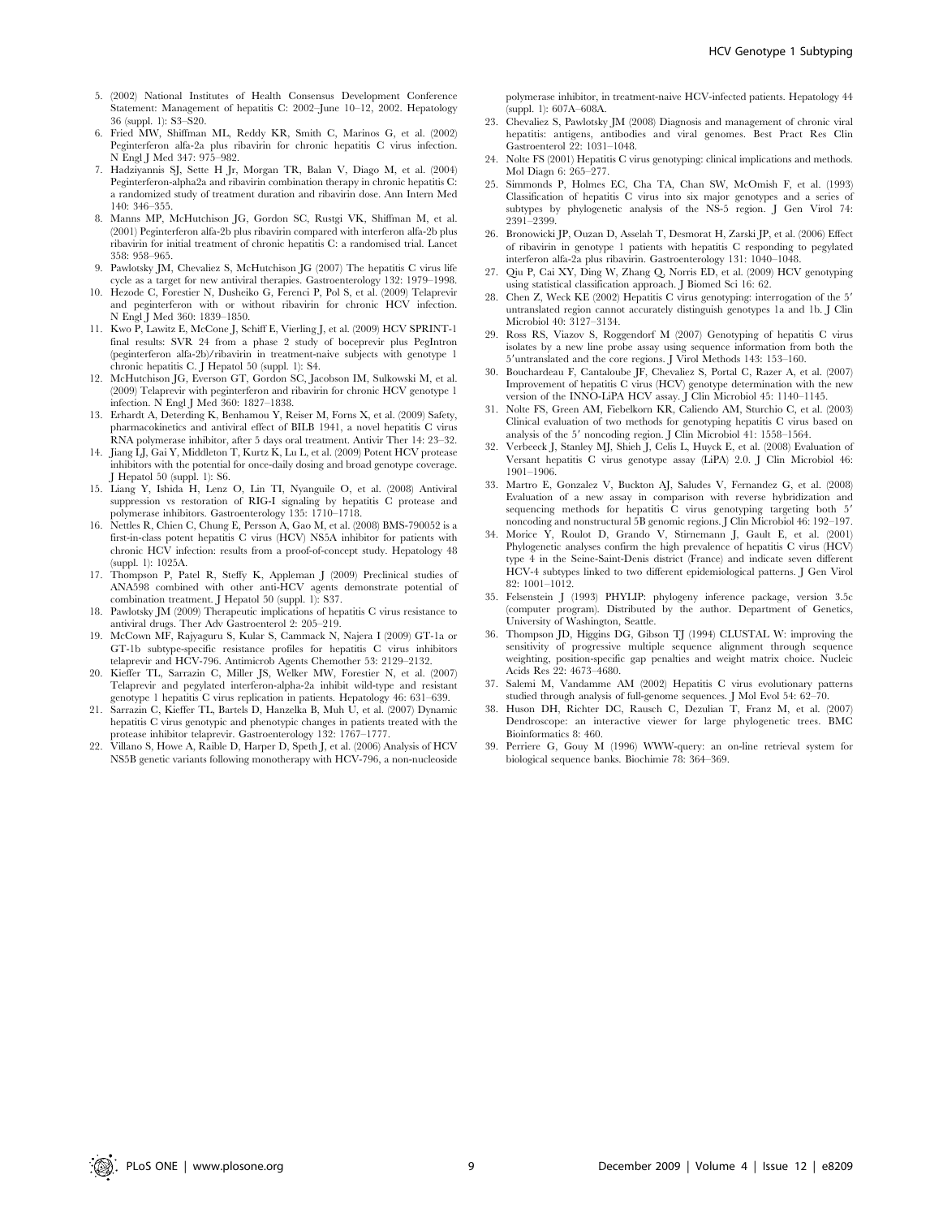5. (2002) National Institutes of Health Consensus Development Conference Statement: Management of hepatitis C: 2002–June 10–12, 2002. Hepatology 36 (suppl. 1): S3–S20.
6. Fried MW, Shiffman ML, Reddy KR, Smith C, Marinos G, et al. (2002) Peginterferon alfa-2a plus ribavirin for chronic hepatitis C virus infection. N Engl J Med 347: 975–982.
7. Hadziyannis SJ, Sette H Jr, Morgan TR, Balan V, Diago M, et al. (2004) Peginterferon-alpha2a and ribavirin combination therapy in chronic hepatitis C: a randomized study of treatment duration and ribavirin dose. Ann Intern Med 140: 346–355.
8. Manns MP, McHutchison JG, Gordon SC, Rustgi VK, Shiffman M, et al. (2001) Peginterferon alfa-2b plus ribavirin compared with interferon alfa-2b plus ribavirin for initial treatment of chronic hepatitis C: a randomised trial. Lancet 358: 958–965.
9. Pawlotsky JM, Chevaliez S, McHutchison JG (2007) The hepatitis C virus life cycle as a target for new antiviral therapies. Gastroenterology 132: 1979–1998.
10. Hezode C, Forestier N, Dusheiko G, Ferenci P, Pol S, et al. (2009) Telaprevir and peginterferon with or without ribavirin for chronic HCV infection. N Engl J Med 360: 1839–1850.
11. Kwo P, Lawitz E, McCone J, Schiff E, Vierling J, et al. (2009) HCV SPRINT-1 final results: SVR 24 from a phase 2 study of boceprevir plus PegIntron (peginterferon alfa-2b)/ribavirin in treatment-naive subjects with genotype 1 chronic hepatitis C. J Hepatol 50 (suppl. 1): S4.
12. McHutchison JG, Everson GT, Gordon SC, Jacobson IM, Sulkowski M, et al. (2009) Telaprevir with peginterferon and ribavirin for chronic HCV genotype 1 infection. N Engl J Med 360: 1827–1838.
13. Erhardt A, Deterding K, Benhamou Y, Reiser M, Forns X, et al. (2009) Safety, pharmacokinetics and antiviral effect of BILB 1941, a novel hepatitis C virus RNA polymerase inhibitor, after 5 days oral treatment. Antivir Ther 14: 23–32.
14. Jiang LJ, Gai Y, Middleton T, Kurtz K, Lu L, et al. (2009) Potent HCV protease inhibitors with the potential for once-daily dosing and broad genotype coverage. J Hepatol 50 (suppl. 1): S6.
15. Liang Y, Ishida H, Lenz O, Lin TI, Nyanguile O, et al. (2008) Antiviral suppression vs restoration of RIG-I signaling by hepatitis C protease and polymerase inhibitors. Gastroenterology 135: 1710–1718.
16. Nettles R, Chien C, Chung E, Persson A, Gao M, et al. (2008) BMS-790052 is a first-in-class potent hepatitis C virus (HCV) NS5A inhibitor for patients with chronic HCV infection: results from a proof-of-concept study. Hepatology 48 (suppl. 1): 1025A.
17. Thompson P, Patel R, Steffy K, Appleman J (2009) Preclinical studies of ANA598 combined with other anti-HCV agents demonstrate potential of combination treatment. J Hepatol 50 (suppl. 1): S37.
18. Pawlotsky JM (2009) Therapeutic implications of hepatitis C virus resistance to antiviral drugs. Ther Adv Gastroenterol 2: 205–219.
19. McCown MF, Rajyaguru S, Kular S, Cammack N, Najera I (2009) GT-1a or GT-1b subtype-specific resistance profiles for hepatitis C virus inhibitors telaprevir and HCV-796. Antimicrob Agents Chemother 53: 2129–2132.
20. Kieffer TL, Sarrazin C, Miller JS, Welker MW, Forestier N, et al. (2007) Telaprevir and pegylated interferon-alpha-2a inhibit wild-type and resistant genotype 1 hepatitis C virus replication in patients. Hepatology 46: 631–639.
21. Sarrazin C, Kieffer TL, Bartels D, Hanzelka B, Muh U, et al. (2007) Dynamic hepatitis C virus genotypic and phenotypic changes in patients treated with the protease inhibitor telaprevir. Gastroenterology 132: 1767–1777.
22. Villano S, Howe A, Raible D, Harper D, Speth J, et al. (2006) Analysis of HCV NS5B genetic variants following monotherapy with HCV-796, a non-nucleoside polymerase inhibitor, in treatment-naive HCV-infected patients. Hepatology 44 (suppl. 1): 607A–608A.
23. Chevaliez S, Pawlotsky JM (2008) Diagnosis and management of chronic viral hepatitis: antigens, antibodies and viral genomes. Best Pract Res Clin Gastroenterol 22: 1031–1048.
24. Nolte FS (2001) Hepatitis C virus genotyping: clinical implications and methods. Mol Diagn 6: 265–277.
25. Simmonds P, Holmes EC, Cha TA, Chan SW, McOmish F, et al. (1993) Classification of hepatitis C virus into six major genotypes and a series of subtypes by phylogenetic analysis of the NS-5 region. J Gen Virol 74: 2391–2399.
26. Bronowicki JP, Ouzan D, Asselah T, Desmorat H, Zarski JP, et al. (2006) Effect of ribavirin in genotype 1 patients with hepatitis C responding to pegylated interferon alfa-2a plus ribavirin. Gastroenterology 131: 1040–1048.
27. Qiu P, Cai XY, Ding W, Zhang Q, Norris ED, et al. (2009) HCV genotyping using statistical classification approach. J Biomed Sci 16: 62.
28. Chen Z, Weck KE (2002) Hepatitis C virus genotyping: interrogation of the 5′ untranslated region cannot accurately distinguish genotypes 1a and 1b. J Clin Microbiol 40: 3127–3134.
29. Ross RS, Viazov S, Roggendorf M (2007) Genotyping of hepatitis C virus isolates by a new line probe assay using sequence information from both the 5′untranslated and the core regions. J Virol Methods 143: 153–160.
30. Bouchardeau F, Cantaloube JF, Chevaliez S, Portal C, Razer A, et al. (2007) Improvement of hepatitis C virus (HCV) genotype determination with the new version of the INNO-LiPA HCV assay. J Clin Microbiol 45: 1140–1145.
31. Nolte FS, Green AM, Fiebelkorn KR, Caliendo AM, Sturchio C, et al. (2003) Clinical evaluation of two methods for genotyping hepatitis C virus based on analysis of the 5′ noncoding region. J Clin Microbiol 41: 1558–1564.
32. Verbeeck J, Stanley MJ, Shieh J, Celis L, Huyck E, et al. (2008) Evaluation of Versant hepatitis C virus genotype assay (LiPA) 2.0. J Clin Microbiol 46: 1901–1906.
33. Martro E, Gonzalez V, Buckton AJ, Saludes V, Fernandez G, et al. (2008) Evaluation of a new assay in comparison with reverse hybridization and sequencing methods for hepatitis C virus genotyping targeting both 5′ noncoding and nonstructural 5B genomic regions. J Clin Microbiol 46: 192–197.
34. Morice Y, Roulot D, Grando V, Stirnemann J, Gault E, et al. (2001) Phylogenetic analyses confirm the high prevalence of hepatitis C virus (HCV) type 4 in the Seine-Saint-Denis district (France) and indicate seven different HCV-4 subtypes linked to two different epidemiological patterns. J Gen Virol 82: 1001–1012.
35. Felsenstein J (1993) PHYLIP: phylogeny inference package, version 3.5c (computer program). Distributed by the author. Department of Genetics, University of Washington, Seattle.
36. Thompson JD, Higgins DG, Gibson TJ (1994) CLUSTAL W: improving the sensitivity of progressive multiple sequence alignment through sequence weighting, position-specific gap penalties and weight matrix choice. Nucleic Acids Res 22: 4673–4680.
37. Salemi M, Vandamme AM (2002) Hepatitis C virus evolutionary patterns studied through analysis of full-genome sequences. J Mol Evol 54: 62–70.
38. Huson DH, Richter DC, Rausch C, Dezulian T, Franz M, et al. (2007) Dendroscope: an interactive viewer for large phylogenetic trees. BMC Bioinformatics 8: 460.
39. Perriere G, Gouy M (1996) WWW-query: an on-line retrieval system for biological sequence banks. Biochimie 78: 364–369.